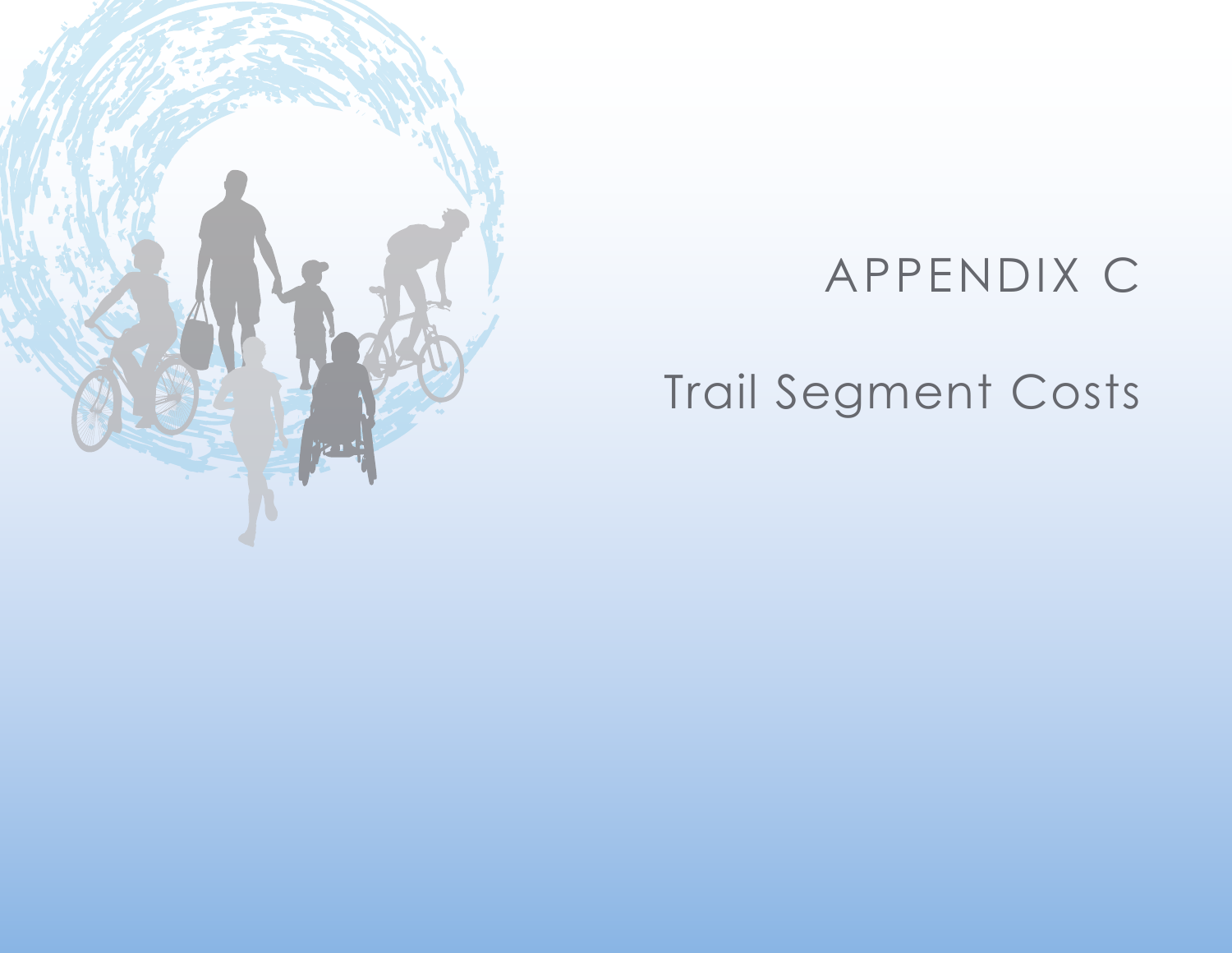# APPENDIX C

## Trail Segment Costs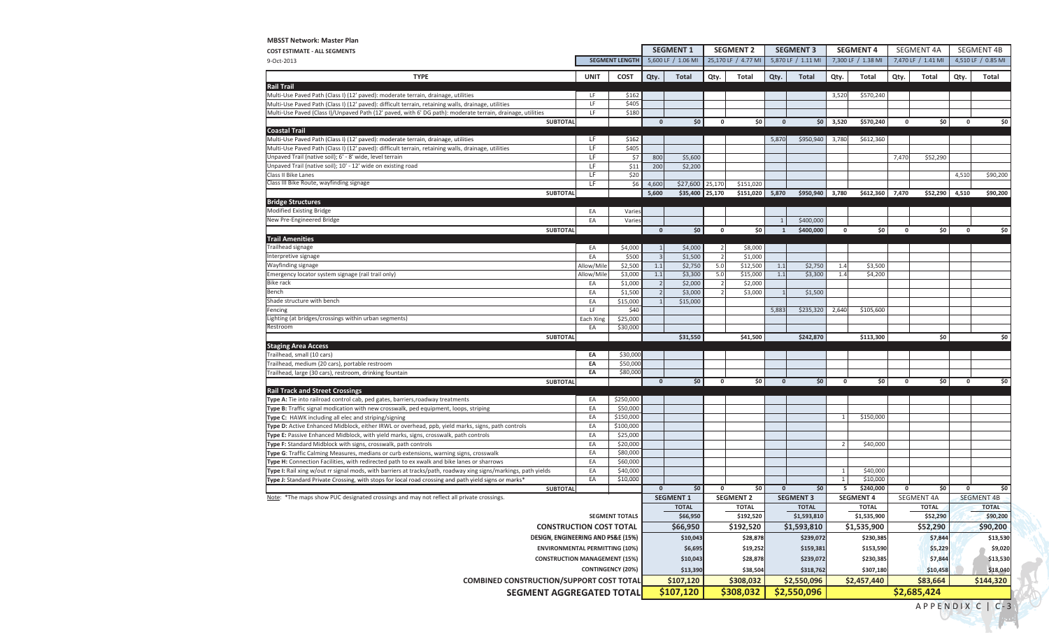**MBSST Network: Master Plan**

**COST ESTIMATE - ALL SEGMENTS**

9-Oct-2013

| TYPE | UNIT | COST | SEGMENT 1 | | SEGMENT 2 | | SEGMENT 3 | | SEGMENT 4 | | SEGMENT 4A | | SEGMENT 4B | |
|---|---|---|---|---|---|---|---|---|---|---|---|---|---|---|
| | | SEGMENT LENGTH | 5,600 LF / 1.06 MI | | 25,170 LF / 4.77 MI | | 5,870 LF / 1.11 MI | | 7,300 LF / 1.38 MI | | 7,470 LF / 1.41 MI | | 4,510 LF / 0.85 MI | |
| | | | Qty. | Total | Qty. | Total | Qty. | Total | Qty. | Total | Qty. | Total | Qty. | Total |
| **Rail Trail** | | | | | | | | | | | | | | |
| Multi-Use Paved Path (Class I) (12' paved): moderate terrain, drainage, utilities | LF | $162 | | | | | | | 3,520 | $570,240 | | | | |
| Multi-Use Paved Path (Class I) (12' paved): difficult terrain, retaining walls, drainage, utilities | LF | $405 | | | | | | | | | | | | |
| Multi-Use Paved (Class I)/Unpaved Path (12' paved, with 6' DG path): moderate terrain, drainage, utilities | LF | $180 | | | | | | | | | | | | |
| **SUBTOTAL** | | | 0 | $0 | 0 | $0 | 0 | $0 | 3,520 | $570,240 | 0 | $0 | 0 | $0 |
| **Coastal Trail** | | | | | | | | | | | | | | |
| Multi-Use Paved Path (Class I) (12' paved): moderate terrain, drainage, utilities | LF | $162 | | | | | 5,870 | $950,940 | 3,780 | $612,360 | | | | |
| Multi-Use Paved Path (Class I) (12' paved): difficult terrain, retaining walls, drainage, utilities | LF | $405 | | | | | | | | | | | | |
| Unpaved Trail (native soil); 6' - 8' wide, level terrain | LF | $7 | 800 | $5,600 | | | | | | | 7,470 | $52,290 | | |
| Unpaved Trail (native soil); 10' - 12' wide on existing road | LF | $11 | 200 | $2,200 | | | | | | | | | | |
| Class II Bike Lanes | LF | $20 | | | | | | | | | | | 4,510 | $90,200 |
| Class III Bike Route, wayfinding signage | LF | $6 | 4,600 | $27,600 | 25,170 | $151,020 | | | | | | | | |
| **SUBTOTAL** | | | 5,600 | $35,400 | 25,170 | $151,020 | 5,870 | $950,940 | 3,780 | $612,360 | 7,470 | $52,290 | 4,510 | $90,200 |
| **Bridge Structures** | | | | | | | | | | | | | | |
| Modified Existing Bridge | EA | Varies | | | | | | | | | | | | |
| New Pre-Engineered Bridge | EA | Varies | | | | | 1 | $400,000 | | | | | | |
| **SUBTOTAL** | | | 0 | $0 | 0 | $0 | 1 | $400,000 | 0 | $0 | 0 | $0 | 0 | $0 |
| **Trail Amenities** | | | | | | | | | | | | | | |
| Trailhead signage | EA | $4,000 | 1 | $4,000 | 2 | $8,000 | | | | | | | | |
| Interpretive signage | EA | $500 | 3 | $1,500 | 2 | $1,000 | | | | | | | | |
| Wayfinding signage | Allow/Mile | $2,500 | 1.1 | $2,750 | 5.0 | $12,500 | 1.1 | $2,750 | 1.4 | $3,500 | | | | |
| Emergency locator system signage (rail trail only) | Allow/Mile | $3,000 | 1.1 | $3,300 | 5.0 | $15,000 | 1.1 | $3,300 | 1.4 | $4,200 | | | | |
| Bike rack | EA | $1,000 | 2 | $2,000 | 2 | $2,000 | | | | | | | | |
| Bench | EA | $1,500 | 2 | $3,000 | 2 | $3,000 | 1 | $1,500 | | | | | | |
| Shade structure with bench | EA | $15,000 | 1 | $15,000 | | | | | | | | | | |
| Fencing | LF | $40 | | | | | 5,883 | $235,320 | 2,640 | $105,600 | | | | |
| Lighting (at bridges/crossings within urban segments) | Each Xing | $25,000 | | | | | | | | | | | | |
| Restroom | EA | $30,000 | | | | | | | | | | | | |
| **SUBTOTAL** | | | | $31,550 | | $41,500 | | $242,870 | | $113,300 | | $0 | | $0 |
| **Staging Area Access** | | | | | | | | | | | | | | |
| Trailhead, small (10 cars) | EA | $30,000 | | | | | | | | | | | | |
| Trailhead, medium (20 cars), portable restroom | EA | $50,000 | | | | | | | | | | | | |
| Trailhead, large (30 cars), restroom, drinking fountain | EA | $80,000 | | | | | | | | | | | | |
| **SUBTOTAL** | | | 0 | $0 | 0 | $0 | 0 | $0 | 0 | $0 | 0 | $0 | 0 | $0 |
| **Rail Track and Street Crossings** | | | | | | | | | | | | | | |
| **Type A:** Tie into railroad control cab, ped gates, barriers,roadway treatments | EA | $250,000 | | | | | | | | | | | | |
| **Type B:** Traffic signal modication with new crosswalk, ped equipment, loops, striping | EA | $50,000 | | | | | | | | | | | | |
| **Type C:** HAWK including all elec and striping/signing | EA | $150,000 | | | | | | | 1 | $150,000 | | | | |
| **Type D:** Active Enhanced Midblock, either IRWL or overhead, ppb, yield marks, signs, path controls | EA | $100,000 | | | | | | | | | | | | |
| **Type E:** Passive Enhanced Midblock, with yield marks, signs, crosswalk, path controls | EA | $25,000 | | | | | | | | | | | | |
| **Type F:** Standard Midblock with signs, crosswalk, path controls | EA | $20,000 | | | | | | | 2 | $40,000 | | | | |
| **Type G:** Traffic Calming Measures, medians or curb extensions, warning signs, crosswalk | EA | $80,000 | | | | | | | | | | | | |
| **Type H:** Connection Facilities, with redirected path to ex xwalk and bike lanes or sharrows | EA | $60,000 | | | | | | | | | | | | |
| **Type I:** Rail xing w/out rr signal mods, with barriers at tracks/path, roadway xing signs/markings, path yields | EA | $40,000 | | | | | | | 1 | $40,000 | | | | |
| **Type J:** Standard Private Crossing, with stops for local road crossing and path yield signs or marks* | EA | $10,000 | | | | | | | 1 | $10,000 | | | | |
| **SUBTOTAL** | | | 0 | $0 | 0 | $0 | 0 | $0 | 5 | $240,000 | 0 | $0 | 0 | $0 |

Note: *The maps show PUC designated crossings and may not reflect all private crossings.

| | SEGMENT 1 | SEGMENT 2 | SEGMENT 3 | SEGMENT 4 | SEGMENT 4A | SEGMENT 4B |
|---|---|---|---|---|---|---|
| | TOTAL | TOTAL | TOTAL | TOTAL | TOTAL | TOTAL |
| SEGMENT TOTALS | $66,950 | $192,520 | $1,593,810 | $1,535,900 | $52,290 | $90,200 |
| **CONSTRUCTION COST TOTAL** | $66,950 | $192,520 | $1,593,810 | $1,535,900 | $52,290 | $90,200 |
| **DESIGN, ENGINEERING AND PS&E (15%)** | $10,043 | $28,878 | $239,072 | $230,385 | $7,844 | $13,530 |
| **ENVIRONMENTAL PERMITTING (10%)** | $6,695 | $19,252 | $159,381 | $153,590 | $5,229 | $9,020 |
| **CONSTRUCTION MANAGEMENT (15%)** | $10,043 | $28,878 | $239,072 | $230,385 | $7,844 | $13,530 |
| **CONTINGENCY (20%)** | $13,390 | $38,504 | $318,762 | $307,180 | $10,458 | $18,040 |
| **COMBINED CONSTRUCTION/SUPPORT COST TOTAL** | $107,120 | $308,032 | $2,550,096 | $2,457,440 | $83,664 | $144,320 |
| **SEGMENT AGGREGATED TOTAL** | $107,120 | $308,032 | $2,550,096 | $2,685,424 | | |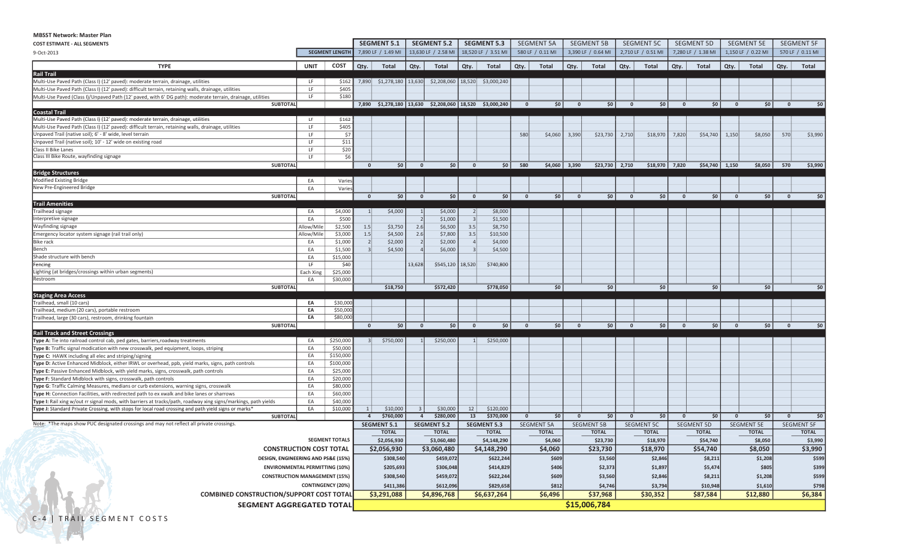**MBSST Network: Master Plan**

**COST ESTIMATE - ALL SEGMENTS**

9-Oct-2013

| TYPE | UNIT | COST | SEGMENT 5.1 Qty. | SEGMENT 5.1 Total | SEGMENT 5.2 Qty. | SEGMENT 5.2 Total | SEGMENT 5.3 Qty. | SEGMENT 5.3 Total | SEGMENT 5A Qty. | SEGMENT 5A Total | SEGMENT 5B Qty. | SEGMENT 5B Total | SEGMENT 5C Qty. | SEGMENT 5C Total | SEGMENT 5D Qty. | SEGMENT 5D Total | SEGMENT 5E Qty. | SEGMENT 5E Total | SEGMENT 5F Qty. | SEGMENT 5F Total |
|---|---|---|---|---|---|---|---|---|---|---|---|---|---|---|---|---|---|---|---|---|
| | | SEGMENT LENGTH | 7,890 LF / 1.49 MI | | 13,630 LF / 2.58 MI | | 18,520 LF / 3.51 MI | | 580 LF / 0.11 MI | | 3,390 LF / 0.64 MI | | 2,710 LF / 0.51 MI | | 7,280 LF / 1.38 MI | | 1,150 LF / 0.22 MI | | 570 LF / 0.11 MI | |
| **Rail Trail** | | | | | | | | | | | | | | | | | | | | |
| Multi-Use Paved Path (Class I) (12' paved): moderate terrain, drainage, utilities | LF | $162 | 7,890 | $1,278,180 | 13,630 | $2,208,060 | 18,520 | $3,000,240 | | | | | | | | | | | | |
| Multi-Use Paved Path (Class I) (12' paved): difficult terrain, retaining walls, drainage, utilities | LF | $405 | | | | | | | | | | | | | | | | | | |
| Multi-Use Paved (Class I)/Unpaved Path (12' paved, with 6' DG path): moderate terrain, drainage, utilities | LF | $180 | | | | | | | | | | | | | | | | | | |
| **SUBTOTAL** | | | 7,890 | $1,278,180 | 13,630 | $2,208,060 | 18,520 | $3,000,240 | 0 | $0 | 0 | $0 | 0 | $0 | 0 | $0 | 0 | $0 | 0 | $0 |
| **Coastal Trail** | | | | | | | | | | | | | | | | | | | | |
| Multi-Use Paved Path (Class I) (12' paved): moderate terrain, drainage, utilities | LF | $162 | | | | | | | | | | | | | | | | | | |
| Multi-Use Paved Path (Class I) (12' paved): difficult terrain, retaining walls, drainage, utilities | LF | $405 | | | | | | | | | | | | | | | | | | |
| Unpaved Trail (native soil); 6' - 8' wide, level terrain | LF | $7 | | | | | | | 580 | $4,060 | 3,390 | $23,730 | 2,710 | $18,970 | 7,820 | $54,740 | 1,150 | $8,050 | 570 | $3,990 |
| Unpaved Trail (native soil); 10' - 12' wide on existing road | LF | $11 | | | | | | | | | | | | | | | | | | |
| Class II Bike Lanes | LF | $20 | | | | | | | | | | | | | | | | | | |
| Class III Bike Route, wayfinding signage | LF | $6 | | | | | | | | | | | | | | | | | | |
| **SUBTOTAL** | | | 0 | $0 | 0 | $0 | 0 | $0 | 580 | $4,060 | 3,390 | $23,730 | 2,710 | $18,970 | 7,820 | $54,740 | 1,150 | $8,050 | 570 | $3,990 |
| **Bridge Structures** | | | | | | | | | | | | | | | | | | | | |
| Modified Existing Bridge | EA | Varies | | | | | | | | | | | | | | | | | | |
| New Pre-Engineered Bridge | EA | Varies | | | | | | | | | | | | | | | | | | |
| **SUBTOTAL** | | | 0 | $0 | 0 | $0 | 0 | $0 | 0 | $0 | 0 | $0 | 0 | $0 | 0 | $0 | 0 | $0 | 0 | $0 |
| **Trail Amenities** | | | | | | | | | | | | | | | | | | | | |
| Trailhead signage | EA | $4,000 | 1 | $4,000 | 1 | $4,000 | 2 | $8,000 | | | | | | | | | | | | |
| Interpretive signage | EA | $500 | | | 2 | $1,000 | 3 | $1,500 | | | | | | | | | | | | |
| Wayfinding signage | Allow/Mile | $2,500 | 1.5 | $3,750 | 2.6 | $6,500 | 3.5 | $8,750 | | | | | | | | | | | | |
| Emergency locator system signage (rail trail only) | Allow/Mile | $3,000 | 1.5 | $4,500 | 2.6 | $7,800 | 3.5 | $10,500 | | | | | | | | | | | | |
| Bike rack | EA | $1,000 | 2 | $2,000 | 2 | $2,000 | 4 | $4,000 | | | | | | | | | | | | |
| Bench | EA | $1,500 | 3 | $4,500 | 4 | $6,000 | 3 | $4,500 | | | | | | | | | | | | |
| Shade structure with bench | EA | $15,000 | | | | | | | | | | | | | | | | | | |
| Fencing | LF | $40 | | | 13,628 | $545,120 | 18,520 | $740,800 | | | | | | | | | | | | |
| Lighting (at bridges/crossings within urban segments) | Each Xing | $25,000 | | | | | | | | | | | | | | | | | | |
| Restroom | EA | $30,000 | | | | | | | | | | | | | | | | | | |
| **SUBTOTAL** | | | | $18,750 | | $572,420 | | $778,050 | | $0 | | $0 | | $0 | | $0 | | $0 | | $0 |
| **Staging Area Access** | | | | | | | | | | | | | | | | | | | | |
| Trailhead, small (10 cars) | EA | $30,000 | | | | | | | | | | | | | | | | | | |
| Trailhead, medium (20 cars), portable restroom | EA | $50,000 | | | | | | | | | | | | | | | | | | |
| Trailhead, large (30 cars), restroom, drinking fountain | EA | $80,000 | | | | | | | | | | | | | | | | | | |
| **SUBTOTAL** | | | 0 | $0 | 0 | $0 | 0 | $0 | 0 | $0 | 0 | $0 | 0 | $0 | 0 | $0 | 0 | $0 | 0 | $0 |
| **Rail Track and Street Crossings** | | | | | | | | | | | | | | | | | | | | |
| **Type A:** Tie into railroad control cab, ped gates, barriers,roadway treatments | EA | $250,000 | 3 | $750,000 | 1 | $250,000 | 1 | $250,000 | | | | | | | | | | | | |
| **Type B:** Traffic signal modication with new crosswalk, ped equipment, loops, striping | EA | $50,000 | | | | | | | | | | | | | | | | | | |
| **Type C:** HAWK including all elec and striping/signing | EA | $150,000 | | | | | | | | | | | | | | | | | | |
| **Type D:** Active Enhanced Midblock, either IRWL or overhead, ppb, yield marks, signs, path controls | EA | $100,000 | | | | | | | | | | | | | | | | | | |
| **Type E:** Passive Enhanced Midblock, with yield marks, signs, crosswalk, path controls | EA | $25,000 | | | | | | | | | | | | | | | | | | |
| **Type F:** Standard Midblock with signs, crosswalk, path controls | EA | $20,000 | | | | | | | | | | | | | | | | | | |
| **Type G:** Traffic Calming Measures, medians or curb extensions, warning signs, crosswalk | EA | $80,000 | | | | | | | | | | | | | | | | | | |
| **Type H:** Connection Facilities, with redirected path to ex xwalk and bike lanes or sharrows | EA | $60,000 | | | | | | | | | | | | | | | | | | |
| **Type I:** Rail xing w/out rr signal mods, with barriers at tracks/path, roadway xing signs/markings, path yields | EA | $40,000 | | | | | | | | | | | | | | | | | | |
| **Type J:** Standard Private Crossing, with stops for local road crossing and path yield signs or marks* | EA | $10,000 | 1 | $10,000 | 3 | $30,000 | 12 | $120,000 | | | | | | | | | | | | |
| **SUBTOTAL** | | | 4 | $760,000 | 4 | $280,000 | 13 | $370,000 | 0 | $0 | 0 | $0 | 0 | $0 | 0 | $0 | 0 | $0 | 0 | $0 |

Note: *The maps show PUC designated crossings and may not reflect all private crossings.

| | SEGMENT 5.1 TOTAL | SEGMENT 5.2 TOTAL | SEGMENT 5.3 TOTAL | SEGMENT 5A TOTAL | SEGMENT 5B TOTAL | SEGMENT 5C TOTAL | SEGMENT 5D TOTAL | SEGMENT 5E TOTAL | SEGMENT 5F TOTAL |
|---|---|---|---|---|---|---|---|---|---|
| SEGMENT TOTALS | $2,056,930 | $3,060,480 | $4,148,290 | $4,060 | $23,730 | $18,970 | $54,740 | $8,050 | $3,990 |
| **CONSTRUCTION COST TOTAL** | $2,056,930 | $3,060,480 | $4,148,290 | $4,060 | $23,730 | $18,970 | $54,740 | $8,050 | $3,990 |
| DESIGN, ENGINEERING AND PS&E (15%) | $308,540 | $459,072 | $622,244 | $609 | $3,560 | $2,846 | $8,211 | $1,208 | $599 |
| ENVIRONMENTAL PERMITTING (10%) | $205,693 | $306,048 | $414,829 | $406 | $2,373 | $1,897 | $5,474 | $805 | $399 |
| CONSTRUCTION MANAGEMENT (15%) | $308,540 | $459,072 | $622,244 | $609 | $3,560 | $2,846 | $8,211 | $1,208 | $599 |
| CONTINGENCY (20%) | $411,386 | $612,096 | $829,658 | $812 | $4,746 | $3,794 | $10,948 | $1,610 | $798 |
| **COMBINED CONSTRUCTION/SUPPORT COST TOTAL** | $3,291,088 | $4,896,768 | $6,637,264 | $6,496 | $37,968 | $30,352 | $87,584 | $12,880 | $6,384 |
| **SEGMENT AGGREGATED TOTAL** | $15,006,784 | | | | | | | | |

C-4 | TRAIL SEGMENT COSTS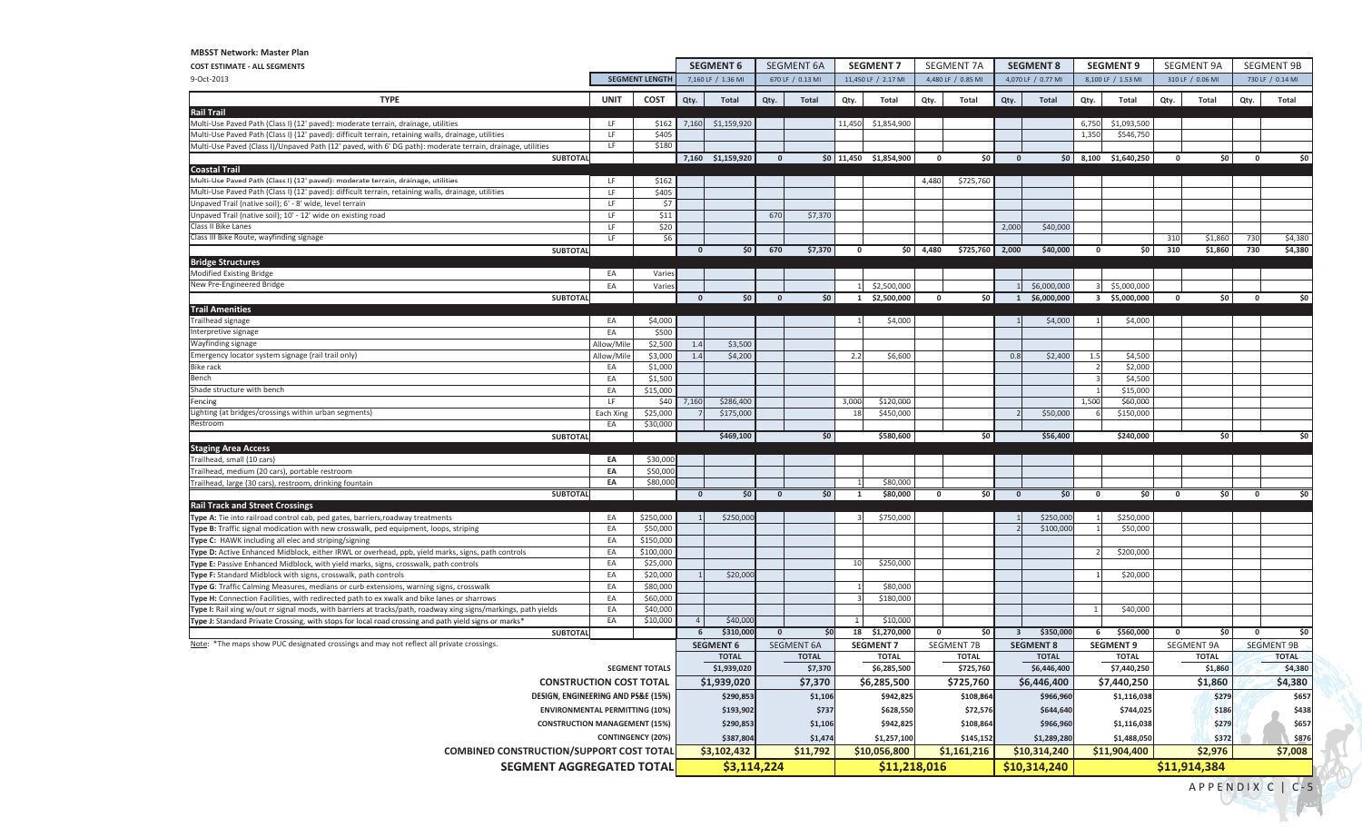**MBSST Network: Master Plan**

**COST ESTIMATE - ALL SEGMENTS**

9-Oct-2013

| TYPE | UNIT | COST | SEGMENT 6 | | SEGMENT 6A | | SEGMENT 7 | | SEGMENT 7A | | SEGMENT 8 | | SEGMENT 9 | | SEGMENT 9A | | SEGMENT 9B | |
|---|---|---|---|---|---|---|---|---|---|---|---|---|---|---|---|---|---|---|
| SEGMENT LENGTH | | | 7,160 LF / 1.36 MI | | 670 LF / 0.13 MI | | 11,450 LF / 2.17 MI | | 4,480 LF / 0.85 MI | | 4,070 LF / 0.77 MI | | 8,100 LF / 1.53 MI | | 310 LF / 0.06 MI | | 730 LF / 0.14 MI | |
| | | | Qty. | Total | Qty. | Total | Qty. | Total | Qty. | Total | Qty. | Total | Qty. | Total | Qty. | Total | Qty. | Total |
| **Rail Trail** | | | | | | | | | | | | | | | | | | |
| Multi-Use Paved Path (Class I) (12' paved): moderate terrain, drainage, utilities | LF | $162 | 7,160 | $1,159,920 | | | 11,450 | $1,854,900 | | | | | 6,750 | $1,093,500 | | | | |
| Multi-Use Paved Path (Class I) (12' paved): difficult terrain, retaining walls, drainage, utilities | LF | $405 | | | | | | | | | | | 1,350 | $546,750 | | | | |
| Multi-Use Paved (Class I)/Unpaved Path (12' paved, with 6' DG path): moderate terrain, drainage, utilities | LF | $180 | | | | | | | | | | | | | | | | |
| **SUBTOTAL** | | | 7,160 | $1,159,920 | 0 | $0 | 11,450 | $1,854,900 | 0 | $0 | 0 | $0 | 8,100 | $1,640,250 | 0 | $0 | 0 | $0 |
| **Coastal Trail** | | | | | | | | | | | | | | | | | | |
| Multi-Use Paved Path (Class I) (12' paved): moderate terrain, drainage, utilities | LF | $162 | | | | | | | 4,480 | $725,760 | | | | | | | | |
| Multi-Use Paved Path (Class I) (12' paved): difficult terrain, retaining walls, drainage, utilities | LF | $405 | | | | | | | | | | | | | | | | |
| Unpaved Trail (native soil); 6' - 8' wide, level terrain | LF | $7 | | | | | | | | | | | | | | | | |
| Unpaved Trail (native soil); 10' - 12' wide on existing road | LF | $11 | | | 670 | $7,370 | | | | | | | | | | | | |
| Class II Bike Lanes | LF | $20 | | | | | | | | | 2,000 | $40,000 | | | | | | |
| Class III Bike Route, wayfinding signage | LF | $6 | | | | | | | | | | | | | 310 | $1,860 | 730 | $4,380 |
| **SUBTOTAL** | | | 0 | $0 | 670 | $7,370 | 0 | $0 | 4,480 | $725,760 | 2,000 | $40,000 | 0 | $0 | 310 | $1,860 | 730 | $4,380 |
| **Bridge Structures** | | | | | | | | | | | | | | | | | | |
| Modified Existing Bridge | EA | Varies | | | | | | | | | | | | | | | | |
| New Pre-Engineered Bridge | EA | Varies | | | | | 1 | $2,500,000 | | | 1 | $6,000,000 | 3 | $5,000,000 | | | | |
| **SUBTOTAL** | | | 0 | $0 | 0 | $0 | 1 | $2,500,000 | 0 | $0 | 1 | $6,000,000 | 3 | $5,000,000 | 0 | $0 | 0 | $0 |
| **Trail Amenities** | | | | | | | | | | | | | | | | | | |
| Trailhead signage | EA | $4,000 | | | | | 1 | $4,000 | | | 1 | $4,000 | 1 | $4,000 | | | | |
| Interpretive signage | EA | $500 | | | | | | | | | | | | | | | | |
| Wayfinding signage | Allow/Mile | $2,500 | 1.4 | $3,500 | | | | | | | | | | | | | | |
| Emergency locator system signage (rail trail only) | Allow/Mile | $3,000 | 1.4 | $4,200 | | | 2.2 | $6,600 | | | 0.8 | $2,400 | 1.5 | $4,500 | | | | |
| Bike rack | EA | $1,000 | | | | | | | | | | | 2 | $2,000 | | | | |
| Bench | EA | $1,500 | | | | | | | | | | | 3 | $4,500 | | | | |
| Shade structure with bench | EA | $15,000 | | | | | | | | | | | 1 | $15,000 | | | | |
| Fencing | LF | $40 | 7,160 | $286,400 | | | 3,000 | $120,000 | | | | | 1,500 | $60,000 | | | | |
| Lighting (at bridges/crossings within urban segments) | Each Xing | $25,000 | 7 | $175,000 | | | 18 | $450,000 | | | 2 | $50,000 | 6 | $150,000 | | | | |
| Restroom | EA | $30,000 | | | | | | | | | | | | | | | | |
| **SUBTOTAL** | | | | $469,100 | | $0 | | $580,600 | | $0 | | $56,400 | | $240,000 | | $0 | | $0 |
| **Staging Area Access** | | | | | | | | | | | | | | | | | | |
| Trailhead, small (10 cars) | EA | $30,000 | | | | | | | | | | | | | | | | |
| Trailhead, medium (20 cars), portable restroom | EA | $50,000 | | | | | | | | | | | | | | | | |
| Trailhead, large (30 cars), restroom, drinking fountain | EA | $80,000 | | | | | 1 | $80,000 | | | | | | | | | | |
| **SUBTOTAL** | | | 0 | $0 | 0 | $0 | 1 | $80,000 | 0 | $0 | 0 | $0 | 0 | $0 | 0 | $0 | 0 | $0 |
| **Rail Track and Street Crossings** | | | | | | | | | | | | | | | | | | |
| **Type A:** Tie into railroad control cab, ped gates, barriers,roadway treatments | EA | $250,000 | 1 | $250,000 | | | 3 | $750,000 | | | 1 | $250,000 | 1 | $250,000 | | | | |
| **Type B:** Traffic signal modication with new crosswalk, ped equipment, loops, striping | EA | $50,000 | | | | | | | | | 2 | $100,000 | 1 | $50,000 | | | | |
| **Type C:** HAWK including all elec and striping/signing | EA | $150,000 | | | | | | | | | | | | | | | | |
| **Type D:** Active Enhanced Midblock, either IRWL or overhead, ppb, yield marks, signs, path controls | EA | $100,000 | | | | | | | | | | | 2 | $200,000 | | | | |
| **Type E:** Passive Enhanced Midblock, with yield marks, signs, crosswalk, path controls | EA | $25,000 | | | | | 10 | $250,000 | | | | | | | | | | |
| **Type F:** Standard Midblock with signs, crosswalk, path controls | EA | $20,000 | 1 | $20,000 | | | | | | | | | 1 | $20,000 | | | | |
| **Type G:** Traffic Calming Measures, medians or curb extensions, warning signs, crosswalk | EA | $80,000 | | | | | 1 | $80,000 | | | | | | | | | | |
| **Type H:** Connection Facilities, with redirected path to ex xwalk and bike lanes or sharrows | EA | $60,000 | | | | | 3 | $180,000 | | | | | | | | | | |
| **Type I:** Rail xing w/out rr signal mods, with barriers at tracks/path, roadway xing signs/markings, path yields | EA | $40,000 | | | | | | | | | | | 1 | $40,000 | | | | |
| **Type J:** Standard Private Crossing, with stops for local road crossing and path yield signs or marks* | EA | $10,000 | 4 | $40,000 | | | 1 | $10,000 | | | | | | | | | | |
| **SUBTOTAL** | | | 6 | $310,000 | 0 | $0 | 18 | $1,270,000 | 0 | $0 | 3 | $350,000 | 6 | $560,000 | 0 | $0 | 0 | $0 |
| | | | **SEGMENT 6** | | SEGMENT 6A | | **SEGMENT 7** | | SEGMENT 7B | | **SEGMENT 8** | | **SEGMENT 9** | | SEGMENT 9A | | SEGMENT 9B | |
| | | | **TOTAL** | | **TOTAL** | | **TOTAL** | | **TOTAL** | | **TOTAL** | | **TOTAL** | | **TOTAL** | | **TOTAL** | |
| **SEGMENT TOTALS** | | | $1,939,020 | | $7,370 | | $6,285,500 | | $725,760 | | $6,446,400 | | $7,440,250 | | $1,860 | | $4,380 | |
| **CONSTRUCTION COST TOTAL** | | | **$1,939,020** | | **$7,370** | | **$6,285,500** | | **$725,760** | | **$6,446,400** | | **$7,440,250** | | **$1,860** | | **$4,380** | |
| **DESIGN, ENGINEERING AND PS&E (15%)** | | | $290,853 | | $1,106 | | $942,825 | | $108,864 | | $966,960 | | $1,116,038 | | $279 | | $657 | |
| **ENVIRONMENTAL PERMITTING (10%)** | | | $193,902 | | $737 | | $628,550 | | $72,576 | | $644,640 | | $744,025 | | $186 | | $438 | |
| **CONSTRUCTION MANAGEMENT (15%)** | | | $290,853 | | $1,106 | | $942,825 | | $108,864 | | $966,960 | | $1,116,038 | | $279 | | $657 | |
| **CONTINGENCY (20%)** | | | $387,804 | | $1,474 | | $1,257,100 | | $145,152 | | $1,289,280 | | $1,488,050 | | $372 | | $876 | |
| **COMBINED CONSTRUCTION/SUPPORT COST TOTAL** | | | **$3,102,432** | | **$11,792** | | **$10,056,800** | | **$1,161,216** | | **$10,314,240** | | **$11,904,400** | | **$2,976** | | **$7,008** | |
| **SEGMENT AGGREGATED TOTAL** | | | **$3,114,224** | | | | **$11,218,016** | | | | **$10,314,240** | | **$11,914,384** | | | | | |

Note: *The maps show PUC designated crossings and may not reflect all private crossings.

APPENDIX C | C-5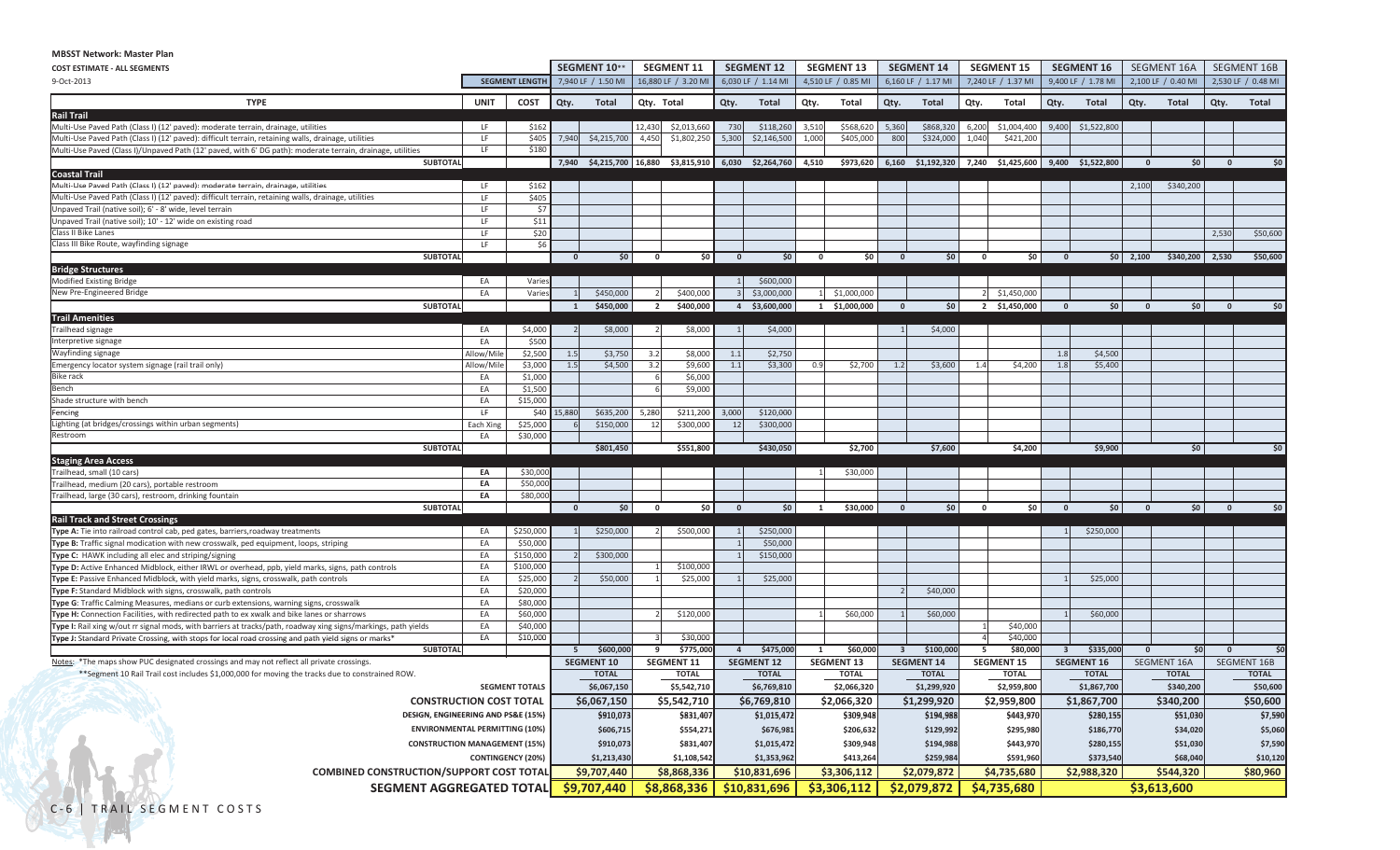**MBSST Network: Master Plan**

**COST ESTIMATE - ALL SEGMENTS**

9-Oct-2013

| TYPE | UNIT | COST | SEGMENT 10** Qty. | 7,940 LF / 1.50 MI Total | SEGMENT 11 Qty. | 16,880 LF / 3.20 MI Total | SEGMENT 12 Qty. | 6,030 LF / 1.14 MI Total | SEGMENT 13 Qty. | 4,510 LF / 0.85 MI Total | SEGMENT 14 Qty. | 6,160 LF / 1.17 MI Total | SEGMENT 15 Qty. | 7,240 LF / 1.37 MI Total | SEGMENT 16 Qty. | 9,400 LF / 1.78 MI Total | SEGMENT 16A Qty. | 2,100 LF / 0.40 MI Total | SEGMENT 16B Qty. | 2,530 LF / 0.48 MI Total |
|---|---|---|---|---|---|---|---|---|---|---|---|---|---|---|---|---|---|---|---|---|
| **Rail Trail** | | | | | | | | | | | | | | | | | | | | |
| Multi-Use Paved Path (Class I) (12' paved): moderate terrain, drainage, utilities | LF | $162 | | | 12,430 | $2,013,660 | 730 | $118,260 | 3,510 | $568,620 | 5,360 | $868,320 | 6,200 | $1,004,400 | 9,400 | $1,522,800 | | | | |
| Multi-Use Paved Path (Class I) (12' paved): difficult terrain, retaining walls, drainage, utilities | LF | $405 | 7,940 | $4,215,700 | 4,450 | $1,802,250 | 5,300 | $2,146,500 | 1,000 | $405,000 | 800 | $324,000 | 1,040 | $421,200 | | | | | | |
| Multi-Use Paved (Class I)/Unpaved Path (12' paved, with 6' DG path): moderate terrain, drainage, utilities | LF | $180 | | | | | | | | | | | | | | | | | | |
| **SUBTOTAL** | | | 7,940 | $4,215,700 | 16,880 | $3,815,910 | 6,030 | $2,264,760 | 4,510 | $973,620 | 6,160 | $1,192,320 | 7,240 | $1,425,600 | 9,400 | $1,522,800 | 0 | $0 | 0 | $0 |
| **Coastal Trail** | | | | | | | | | | | | | | | | | | | | |
| Multi-Use Paved Path (Class I) (12' paved): moderate terrain, drainage, utilities | LF | $162 | | | | | | | | | | | | | | | 2,100 | $340,200 | | |
| Multi-Use Paved Path (Class I) (12' paved): difficult terrain, retaining walls, drainage, utilities | LF | $405 | | | | | | | | | | | | | | | | | | |
| Unpaved Trail (native soil); 6' - 8' wide, level terrain | LF | $7 | | | | | | | | | | | | | | | | | | |
| Unpaved Trail (native soil); 10' - 12' wide on existing road | LF | $11 | | | | | | | | | | | | | | | | | | |
| Class II Bike Lanes | LF | $20 | | | | | | | | | | | | | | | | | 2,530 | $50,600 |
| Class III Bike Route, wayfinding signage | LF | $6 | | | | | | | | | | | | | | | | | | |
| **SUBTOTAL** | | | 0 | $0 | 0 | $0 | 0 | $0 | 0 | $0 | 0 | $0 | 0 | $0 | 0 | $0 | 2,100 | $340,200 | 2,530 | $50,600 |
| **Bridge Structures** | | | | | | | | | | | | | | | | | | | | |
| Modified Existing Bridge | EA | Varies | | | | | 1 | $600,000 | | | | | | | | | | | | |
| New Pre-Engineered Bridge | EA | Varies | 1 | $450,000 | 2 | $400,000 | 3 | $3,000,000 | 1 | $1,000,000 | | | 2 | $1,450,000 | | | | | | |
| **SUBTOTAL** | | | 1 | $450,000 | 2 | $400,000 | 4 | $3,600,000 | 1 | $1,000,000 | 0 | $0 | 2 | $1,450,000 | 0 | $0 | 0 | $0 | 0 | $0 |
| **Trail Amenities** | | | | | | | | | | | | | | | | | | | | |
| Trailhead signage | EA | $4,000 | 2 | $8,000 | 2 | $8,000 | 1 | $4,000 | | | 1 | $4,000 | | | | | | | | |
| Interpretive signage | EA | $500 | | | | | | | | | | | | | | | | | | |
| Wayfinding signage | Allow/Mile | $2,500 | 1.5 | $3,750 | 3.2 | $8,000 | 1.1 | $2,750 | | | | | | | 1.8 | $4,500 | | | | |
| Emergency locator system signage (rail trail only) | Allow/Mile | $3,000 | 1.5 | $4,500 | 3.2 | $9,600 | 1.1 | $3,300 | 0.9 | $2,700 | 1.2 | $3,600 | 1.4 | $4,200 | 1.8 | $5,400 | | | | |
| Bike rack | EA | $1,000 | | | 6 | $6,000 | | | | | | | | | | | | | | |
| Bench | EA | $1,500 | | | 6 | $9,000 | | | | | | | | | | | | | | |
| Shade structure with bench | EA | $15,000 | | | | | | | | | | | | | | | | | | |
| Fencing | LF | $40 | 15,880 | $635,200 | 5,280 | $211,200 | 3,000 | $120,000 | | | | | | | | | | | | |
| Lighting (at bridges/crossings within urban segments) | Each Xing | $25,000 | 6 | $150,000 | 12 | $300,000 | 12 | $300,000 | | | | | | | | | | | | |
| Restroom | EA | $30,000 | | | | | | | | | | | | | | | | | | |
| **SUBTOTAL** | | | | $801,450 | | $551,800 | | $430,050 | | $2,700 | | $7,600 | | $4,200 | | $9,900 | | $0 | | $0 |
| **Staging Area Access** | | | | | | | | | | | | | | | | | | | | |
| Trailhead, small (10 cars) | EA | $30,000 | | | | | | | 1 | $30,000 | | | | | | | | | | |
| Trailhead, medium (20 cars), portable restroom | EA | $50,000 | | | | | | | | | | | | | | | | | | |
| Trailhead, large (30 cars), restroom, drinking fountain | EA | $80,000 | | | | | | | | | | | | | | | | | | |
| **SUBTOTAL** | | | 0 | $0 | 0 | $0 | 0 | $0 | 1 | $30,000 | 0 | $0 | 0 | $0 | 0 | $0 | 0 | $0 | 0 | $0 |
| **Rail Track and Street Crossings** | | | | | | | | | | | | | | | | | | | | |
| **Type A:** Tie into railroad control cab, ped gates, barriers,roadway treatments | EA | $250,000 | 1 | $250,000 | 2 | $500,000 | 1 | $250,000 | | | | | | | 1 | $250,000 | | | | |
| **Type B:** Traffic signal modication with new crosswalk, ped equipment, loops, striping | EA | $50,000 | | | | | 1 | $50,000 | | | | | | | | | | | | |
| **Type C:** HAWK including all elec and striping/signing | EA | $150,000 | 2 | $300,000 | | | 1 | $150,000 | | | | | | | | | | | | |
| **Type D:** Active Enhanced Midblock, either IRWL or overhead, ppb, yield marks, signs, path controls | EA | $100,000 | | | 1 | $100,000 | | | | | | | | | | | | | | |
| **Type E:** Passive Enhanced Midblock, with yield marks, signs, crosswalk, path controls | EA | $25,000 | 2 | $50,000 | 1 | $25,000 | 1 | $25,000 | | | | | | | 1 | $25,000 | | | | |
| **Type F:** Standard Midblock with signs, crosswalk, path controls | EA | $20,000 | | | | | | | | | 2 | $40,000 | | | | | | | | |
| **Type G:** Traffic Calming Measures, medians or curb extensions, warning signs, crosswalk | EA | $80,000 | | | | | | | | | | | | | | | | | | |
| **Type H:** Connection Facilities, with redirected path to ex xwalk and bike lanes or sharrows | EA | $60,000 | | | 2 | $120,000 | | | 1 | $60,000 | 1 | $60,000 | | | 1 | $60,000 | | | | |
| **Type I:** Rail xing w/out rr signal mods, with barriers at tracks/path, roadway xing signs/markings, path yields | EA | $40,000 | | | | | | | | | | | 1 | $40,000 | | | | | | |
| **Type J:** Standard Private Crossing, with stops for local road crossing and path yield signs or marks* | EA | $10,000 | | | 3 | $30,000 | | | | | | | 4 | $40,000 | | | | | | |
| **SUBTOTAL** | | | 5 | $600,000 | 9 | $775,000 | 4 | $475,000 | 1 | $60,000 | 3 | $100,000 | 5 | $80,000 | 3 | $335,000 | 0 | $0 | 0 | $0 |
| **SEGMENT TOTALS** | | | | $6,067,150 | | $5,542,710 | | $6,769,810 | | $2,066,320 | | $1,299,920 | | $2,959,800 | | $1,867,700 | | $340,200 | | $50,600 |
| **CONSTRUCTION COST TOTAL** | | | | $6,067,150 | | $5,542,710 | | $6,769,810 | | $2,066,320 | | $1,299,920 | | $2,959,800 | | $1,867,700 | | $340,200 | | $50,600 |
| DESIGN, ENGINEERING AND PS&E (15%) | | | | $910,073 | | $831,407 | | $1,015,472 | | $309,948 | | $194,988 | | $443,970 | | $280,155 | | $51,030 | | $7,590 |
| ENVIRONMENTAL PERMITTING (10%) | | | | $606,715 | | $554,271 | | $676,981 | | $206,632 | | $129,992 | | $295,980 | | $186,770 | | $34,020 | | $5,060 |
| CONSTRUCTION MANAGEMENT (15%) | | | | $910,073 | | $831,407 | | $1,015,472 | | $309,948 | | $194,988 | | $443,970 | | $280,155 | | $51,030 | | $7,590 |
| CONTINGENCY (20%) | | | | $1,213,430 | | $1,108,542 | | $1,353,962 | | $413,264 | | $259,984 | | $591,960 | | $373,540 | | $68,040 | | $10,120 |
| **COMBINED CONSTRUCTION/SUPPORT COST TOTAL** | | | | $9,707,440 | | $8,868,336 | | $10,831,696 | | $3,306,112 | | $2,079,872 | | $4,735,680 | | $2,988,320 | | $544,320 | | $80,960 |
| **SEGMENT AGGREGATED TOTAL** | | | | $9,707,440 | | $8,868,336 | | $10,831,696 | | $3,306,112 | | $2,079,872 | | $4,735,680 | | $3,613,600 | | | | |

Notes: *The maps show PUC designated crossings and may not reflect all private crossings.

**Segment 10 Rail Trail cost includes $1,000,000 for moving the tracks due to constrained ROW.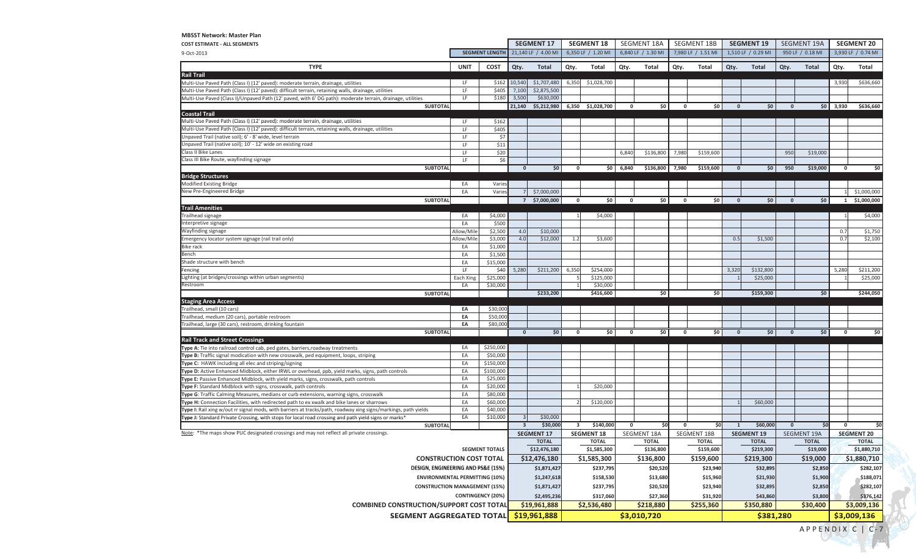**MBSST Network: Master Plan**

**COST ESTIMATE - ALL SEGMENTS**

9-Oct-2013

| TYPE | UNIT | COST | SEGMENT 17 | | SEGMENT 18 | | SEGMENT 18A | | SEGMENT 18B | | SEGMENT 19 | | SEGMENT 19A | | SEGMENT 20 | |
|---|---|---|---|---|---|---|---|---|---|---|---|---|---|---|---|---|
| | SEGMENT LENGTH | | 21,140 LF / 4.00 MI | | 6,350 LF / 1.20 MI | | 6,840 LF / 1.30 MI | | 7,980 LF / 1.51 MI | | 1,510 LF / 0.29 MI | | 950 LF / 0.18 MI | | 3,930 LF / 0.74 MI | |
| | | | Qty. | Total | Qty. | Total | Qty. | Total | Qty. | Total | Qty. | Total | Qty. | Total | Qty. | Total |
| **Rail Trail** | | | | | | | | | | | | | | | | |
| Multi-Use Paved Path (Class I) (12' paved): moderate terrain, drainage, utilities | LF | $162 | 10,540 | $1,707,480 | 6,350 | $1,028,700 | | | | | | | | | 3,930 | $636,660 |
| Multi-Use Paved Path (Class I) (12' paved): difficult terrain, retaining walls, drainage, utilities | LF | $405 | 7,100 | $2,875,500 | | | | | | | | | | | | |
| Multi-Use Paved (Class I)/Unpaved Path (12' paved, with 6' DG path): moderate terrain, drainage, utilities | LF | $180 | 3,500 | $630,000 | | | | | | | | | | | | |
| **SUBTOTAL** | | | 21,140 | $5,212,980 | 6,350 | $1,028,700 | 0 | $0 | 0 | $0 | 0 | $0 | 0 | $0 | 3,930 | $636,660 |
| **Coastal Trail** | | | | | | | | | | | | | | | | |
| Multi-Use Paved Path (Class I) (12' paved): moderate terrain, drainage, utilities | LF | $162 | | | | | | | | | | | | | | |
| Multi-Use Paved Path (Class I) (12' paved): difficult terrain, retaining walls, drainage, utilities | LF | $405 | | | | | | | | | | | | | | |
| Unpaved Trail (native soil); 6' - 8' wide, level terrain | LF | $7 | | | | | | | | | | | | | | |
| Unpaved Trail (native soil); 10' - 12' wide on existing road | LF | $11 | | | | | | | | | | | | | | |
| Class II Bike Lanes | LF | $20 | | | | | 6,840 | $136,800 | 7,980 | $159,600 | | | 950 | $19,000 | | |
| Class III Bike Route, wayfinding signage | LF | $6 | | | | | | | | | | | | | | |
| **SUBTOTAL** | | | 0 | $0 | 0 | $0 | 6,840 | $136,800 | 7,980 | $159,600 | 0 | $0 | 950 | $19,000 | 0 | $0 |
| **Bridge Structures** | | | | | | | | | | | | | | | | |
| Modified Existing Bridge | EA | Varies | | | | | | | | | | | | | | |
| New Pre-Engineered Bridge | EA | Varies | 7 | $7,000,000 | | | | | | | | | | | 1 | $1,000,000 |
| **SUBTOTAL** | | | 7 | $7,000,000 | 0 | $0 | 0 | $0 | 0 | $0 | 0 | $0 | 0 | $0 | 1 | $1,000,000 |
| **Trail Amenities** | | | | | | | | | | | | | | | | |
| Trailhead signage | EA | $4,000 | | | 1 | $4,000 | | | | | | | | | 1 | $4,000 |
| Interpretive signage | EA | $500 | | | | | | | | | | | | | | |
| Wayfinding signage | Allow/Mile | $2,500 | 4.0 | $10,000 | | | | | | | | | | | 0.7 | $1,750 |
| Emergency locator system signage (rail trail only) | Allow/Mile | $3,000 | 4.0 | $12,000 | 1.2 | $3,600 | | | | | 0.5 | $1,500 | | | 0.7 | $2,100 |
| Bike rack | EA | $1,000 | | | | | | | | | | | | | | |
| Bench | EA | $1,500 | | | | | | | | | | | | | | |
| Shade structure with bench | EA | $15,000 | | | | | | | | | | | | | | |
| Fencing | LF | $40 | 5,280 | $211,200 | 6,350 | $254,000 | | | | | 3,320 | $132,800 | | | 5,280 | $211,200 |
| Lighting (at bridges/crossings within urban segments) | Each Xing | $25,000 | | | 5 | $125,000 | | | | | 1 | $25,000 | | | 1 | $25,000 |
| Restroom | EA | $30,000 | | | 1 | $30,000 | | | | | | | | | | |
| **SUBTOTAL** | | | | $233,200 | | $416,600 | | $0 | | $0 | | $159,300 | | $0 | | $244,050 |
| **Staging Area Access** | | | | | | | | | | | | | | | | |
| Trailhead, small (10 cars) | EA | $30,000 | | | | | | | | | | | | | | |
| Trailhead, medium (20 cars), portable restroom | EA | $50,000 | | | | | | | | | | | | | | |
| Trailhead, large (30 cars), restroom, drinking fountain | EA | $80,000 | | | | | | | | | | | | | | |
| **SUBTOTAL** | | | 0 | $0 | 0 | $0 | 0 | $0 | 0 | $0 | 0 | $0 | 0 | $0 | 0 | $0 |
| **Rail Track and Street Crossings** | | | | | | | | | | | | | | | | |
| **Type A:** Tie into railroad control cab, ped gates, barriers,roadway treatments | EA | $250,000 | | | | | | | | | | | | | | |
| **Type B:** Traffic signal modication with new crosswalk, ped equipment, loops, striping | EA | $50,000 | | | | | | | | | | | | | | |
| **Type C:** HAWK including all elec and striping/signing | EA | $150,000 | | | | | | | | | | | | | | |
| **Type D:** Active Enhanced Midblock, either IRWL or overhead, ppb, yield marks, signs, path controls | EA | $100,000 | | | | | | | | | | | | | | |
| **Type E:** Passive Enhanced Midblock, with yield marks, signs, crosswalk, path controls | EA | $25,000 | | | | | | | | | | | | | | |
| **Type F:** Standard Midblock with signs, crosswalk, path controls | EA | $20,000 | | | 1 | $20,000 | | | | | | | | | | |
| **Type G:** Traffic Calming Measures, medians or curb extensions, warning signs, crosswalk | EA | $80,000 | | | | | | | | | | | | | | |
| **Type H:** Connection Facilities, with redirected path to ex xwalk and bike lanes or sharrows | EA | $60,000 | | | 2 | $120,000 | | | | | 1 | $60,000 | | | | |
| **Type I:** Rail xing w/out rr signal mods, with barriers at tracks/path, roadway xing signs/markings, path yields | EA | $40,000 | | | | | | | | | | | | | | |
| **Type J:** Standard Private Crossing, with stops for local road crossing and path yield signs or marks* | EA | $10,000 | 3 | $30,000 | | | | | | | | | | | | |
| **SUBTOTAL** | | | 3 | $30,000 | 3 | $140,000 | 0 | $0 | 0 | $0 | 1 | $60,000 | 0 | $0 | 0 | $0 |

Note: *The maps show PUC designated crossings and may not reflect all private crossings.

| | SEGMENT 17 | SEGMENT 18 | SEGMENT 18A | SEGMENT 18B | SEGMENT 19 | SEGMENT 19A | SEGMENT 20 |
|---|---|---|---|---|---|---|---|
| | TOTAL | TOTAL | TOTAL | TOTAL | TOTAL | TOTAL | TOTAL |
| SEGMENT TOTALS | $12,476,180 | $1,585,300 | $136,800 | $159,600 | $219,300 | $19,000 | $1,880,710 |
| **CONSTRUCTION COST TOTAL** | $12,476,180 | $1,585,300 | $136,800 | $159,600 | $219,300 | $19,000 | $1,880,710 |
| DESIGN, ENGINEERING AND PS&E (15%) | $1,871,427 | $237,795 | $20,520 | $23,940 | $32,895 | $2,850 | $282,107 |
| ENVIRONMENTAL PERMITTING (10%) | $1,247,618 | $158,530 | $13,680 | $15,960 | $21,930 | $1,900 | $188,071 |
| CONSTRUCTION MANAGEMENT (15%) | $1,871,427 | $237,795 | $20,520 | $23,940 | $32,895 | $2,850 | $282,107 |
| CONTINGENCY (20%) | $2,495,236 | $317,060 | $27,360 | $31,920 | $43,860 | $3,800 | $376,142 |
| **COMBINED CONSTRUCTION/SUPPORT COST TOTAL** | $19,961,888 | $2,536,480 | $218,880 | $255,360 | $350,880 | $30,400 | $3,009,136 |
| **SEGMENT AGGREGATED TOTAL** | $19,961,888 | $3,010,720 | | | $381,280 | | $3,009,136 |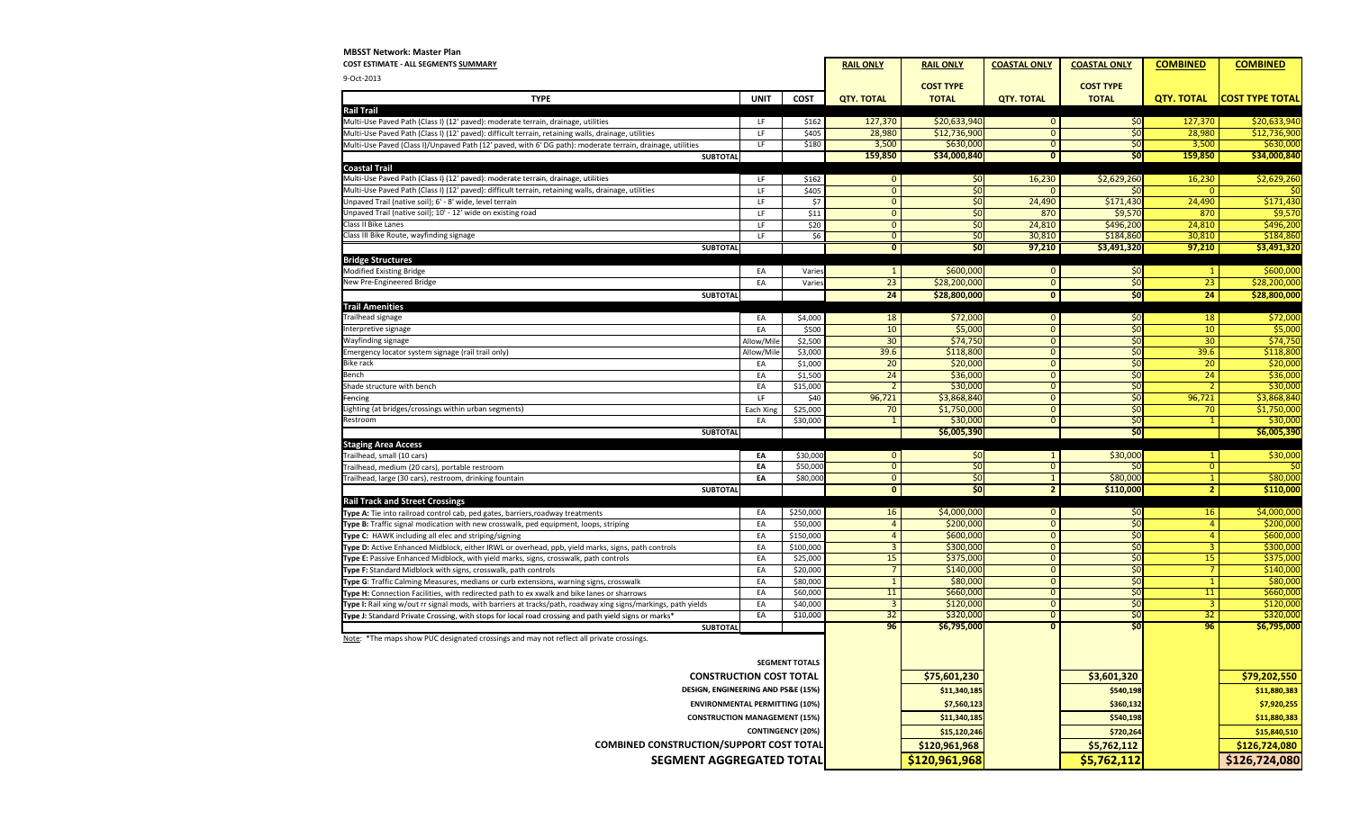**MBSST Network: Master Plan**

**COST ESTIMATE - ALL SEGMENTS SUMMARY**

9-Oct-2013

| TYPE | UNIT | COST | RAIL ONLY QTY. TOTAL | RAIL ONLY COST TYPE TOTAL | COASTAL ONLY QTY. TOTAL | COASTAL ONLY COST TYPE TOTAL | COMBINED QTY. TOTAL | COMBINED COST TYPE TOTAL |
|---|---|---|---|---|---|---|---|---|
| **Rail Trail** | | | | | | | | |
| Multi-Use Paved Path (Class I) (12' paved): moderate terrain, drainage, utilities | LF | $162 | 127,370 | $20,633,940 | 0 | $0 | 127,370 | $20,633,940 |
| Multi-Use Paved Path (Class I) (12' paved): difficult terrain, retaining walls, drainage, utilities | LF | $405 | 28,980 | $12,736,900 | 0 | $0 | 28,980 | $12,736,900 |
| Multi-Use Paved (Class I)/Unpaved Path (12' paved, with 6' DG path): moderate terrain, drainage, utilities | LF | $180 | 3,500 | $630,000 | 0 | $0 | 3,500 | $630,000 |
| **SUBTOTAL** | | | **159,850** | **$34,000,840** | **0** | **$0** | **159,850** | **$34,000,840** |
| **Coastal Trail** | | | | | | | | |
| Multi-Use Paved Path (Class I) (12' paved): moderate terrain, drainage, utilities | LF | $162 | 0 | $0 | 16,230 | $2,629,260 | 16,230 | $2,629,260 |
| Multi-Use Paved Path (Class I) (12' paved): difficult terrain, retaining walls, drainage, utilities | LF | $405 | 0 | $0 | 0 | $0 | 0 | $0 |
| Unpaved Trail (native soil); 6' - 8' wide, level terrain | LF | $7 | 0 | $0 | 24,490 | $171,430 | 24,490 | $171,430 |
| Unpaved Trail (native soil); 10' - 12' wide on existing road | LF | $11 | 0 | $0 | 870 | $9,570 | 870 | $9,570 |
| Class II Bike Lanes | LF | $20 | 0 | $0 | 24,810 | $496,200 | 24,810 | $496,200 |
| Class III Bike Route, wayfinding signage | LF | $6 | 0 | $0 | 30,810 | $184,860 | 30,810 | $184,860 |
| **SUBTOTAL** | | | **0** | **$0** | **97,210** | **$3,491,320** | **97,210** | **$3,491,320** |
| **Bridge Structures** | | | | | | | | |
| Modified Existing Bridge | EA | Varies | 1 | $600,000 | 0 | $0 | 1 | $600,000 |
| New Pre-Engineered Bridge | EA | Varies | 23 | $28,200,000 | 0 | $0 | 23 | $28,200,000 |
| **SUBTOTAL** | | | **24** | **$28,800,000** | **0** | **$0** | **24** | **$28,800,000** |
| **Trail Amenities** | | | | | | | | |
| Trailhead signage | EA | $4,000 | 18 | $72,000 | 0 | $0 | 18 | $72,000 |
| Interpretive signage | EA | $500 | 10 | $5,000 | 0 | $0 | 10 | $5,000 |
| Wayfinding signage | Allow/Mile | $2,500 | 30 | $74,750 | 0 | $0 | 30 | $74,750 |
| Emergency locator system signage (rail trail only) | Allow/Mile | $3,000 | 39.6 | $118,800 | 0 | $0 | 39.6 | $118,800 |
| Bike rack | EA | $1,000 | 20 | $20,000 | 0 | $0 | 20 | $20,000 |
| Bench | EA | $1,500 | 24 | $36,000 | 0 | $0 | 24 | $36,000 |
| Shade structure with bench | EA | $15,000 | 2 | $30,000 | 0 | $0 | 2 | $30,000 |
| Fencing | LF | $40 | 96,721 | $3,868,840 | 0 | $0 | 96,721 | $3,868,840 |
| Lighting (at bridges/crossings within urban segments) | Each Xing | $25,000 | 70 | $1,750,000 | 0 | $0 | 70 | $1,750,000 |
| Restroom | EA | $30,000 | 1 | $30,000 | 0 | $0 | 1 | $30,000 |
| **SUBTOTAL** | | | | **$6,005,390** | | **$0** | | **$6,005,390** |
| **Staging Area Access** | | | | | | | | |
| Trailhead, small (10 cars) | EA | $30,000 | 0 | $0 | 1 | $30,000 | 1 | $30,000 |
| Trailhead, medium (20 cars), portable restroom | EA | $50,000 | 0 | $0 | 0 | $0 | 0 | $0 |
| Trailhead, large (30 cars), restroom, drinking fountain | EA | $80,000 | 0 | $0 | 1 | $80,000 | 1 | $80,000 |
| **SUBTOTAL** | | | **0** | **$0** | **2** | **$110,000** | **2** | **$110,000** |
| **Rail Track and Street Crossings** | | | | | | | | |
| **Type A:** Tie into railroad control cab, ped gates, barriers,roadway treatments | EA | $250,000 | 16 | $4,000,000 | 0 | $0 | 16 | $4,000,000 |
| **Type B:** Traffic signal modication with new crosswalk, ped equipment, loops, striping | EA | $50,000 | 4 | $200,000 | 0 | $0 | 4 | $200,000 |
| **Type C:** HAWK including all elec and striping/signing | EA | $150,000 | 4 | $600,000 | 0 | $0 | 4 | $600,000 |
| **Type D:** Active Enhanced Midblock, either IRWL or overhead, ppb, yield marks, signs, path controls | EA | $100,000 | 3 | $300,000 | 0 | $0 | 3 | $300,000 |
| **Type E:** Passive Enhanced Midblock, with yield marks, signs, crosswalk, path controls | EA | $25,000 | 15 | $375,000 | 0 | $0 | 15 | $375,000 |
| **Type F:** Standard Midblock with signs, crosswalk, path controls | EA | $20,000 | 7 | $140,000 | 0 | $0 | 7 | $140,000 |
| **Type G**: Traffic Calming Measures, medians or curb extensions, warning signs, crosswalk | EA | $80,000 | 1 | $80,000 | 0 | $0 | 1 | $80,000 |
| **Type H:** Connection Facilities, with redirected path to ex xwalk and bike lanes or sharrows | EA | $60,000 | 11 | $660,000 | 0 | $0 | 11 | $660,000 |
| **Type I:** Rail xing w/out rr signal mods, with barriers at tracks/path, roadway xing signs/markings, path yields | EA | $40,000 | 3 | $120,000 | 0 | $0 | 3 | $120,000 |
| **Type J:** Standard Private Crossing, with stops for local road crossing and path yield signs or marks* | EA | $10,000 | 32 | $320,000 | 0 | $0 | 32 | $320,000 |
| **SUBTOTAL** | | | **96** | **$6,795,000** | **0** | **$0** | **96** | **$6,795,000** |

Note: *The maps show PUC designated crossings and may not reflect all private crossings.

| SEGMENT TOTALS | RAIL ONLY | COASTAL ONLY | COMBINED |
|---|---|---|---|
| **CONSTRUCTION COST TOTAL** | **$75,601,230** | **$3,601,320** | **$79,202,550** |
| **DESIGN, ENGINEERING AND PS&E (15%)** | **$11,340,185** | **$540,198** | **$11,880,383** |
| **ENVIRONMENTAL PERMITTING (10%)** | **$7,560,123** | **$360,132** | **$7,920,255** |
| **CONSTRUCTION MANAGEMENT (15%)** | **$11,340,185** | **$540,198** | **$11,880,383** |
| **CONTINGENCY (20%)** | **$15,120,246** | **$720,264** | **$15,840,510** |
| **COMBINED CONSTRUCTION/SUPPORT COST TOTAL** | **$120,961,968** | **$5,762,112** | **$126,724,080** |
| **SEGMENT AGGREGATED TOTAL** | **$120,961,968** | **$5,762,112** | **$126,724,080** |